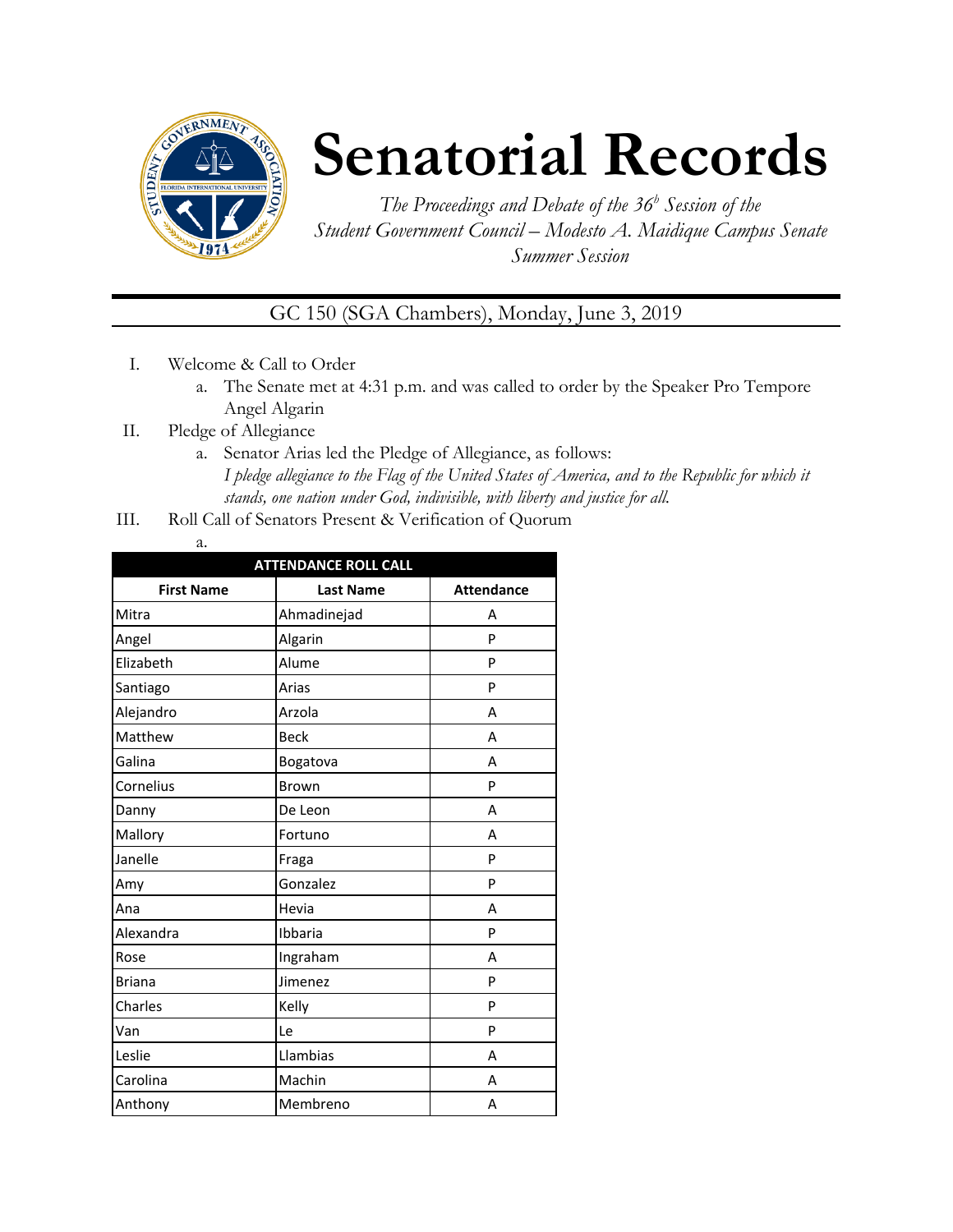# Senatorial Records

*The Proceedings and Debate of the 36[h] Session of the Student Government Council – Modesto A. Maidique Campus Senate Summer Session*

## GC 150 (SGA Chambers), Monday, June 3, 2019

I. Welcome & Call to Order
   a. The Senate met at 4:31 p.m. and was called to order by the Speaker Pro Tempore Angel Algarin

II. Pledge of Allegiance
   a. Senator Arias led the Pledge of Allegiance, as follows:
   *I pledge allegiance to the Flag of the United States of America, and to the Republic for which it stands, one nation under God, indivisible, with liberty and justice for all.*

III. Roll Call of Senators Present & Verification of Quorum
   a.

| ATTENDANCE ROLL CALL | | |
|---|---|---|
| **First Name** | **Last Name** | **Attendance** |
| Mitra | Ahmadinejad | A |
| Angel | Algarin | P |
| Elizabeth | Alume | P |
| Santiago | Arias | P |
| Alejandro | Arzola | A |
| Matthew | Beck | A |
| Galina | Bogatova | A |
| Cornelius | Brown | P |
| Danny | De Leon | A |
| Mallory | Fortuno | A |
| Janelle | Fraga | P |
| Amy | Gonzalez | P |
| Ana | Hevia | A |
| Alexandra | Ibbaria | P |
| Rose | Ingraham | A |
| Briana | Jimenez | P |
| Charles | Kelly | P |
| Van | Le | P |
| Leslie | Llambias | A |
| Carolina | Machin | A |
| Anthony | Membreno | A |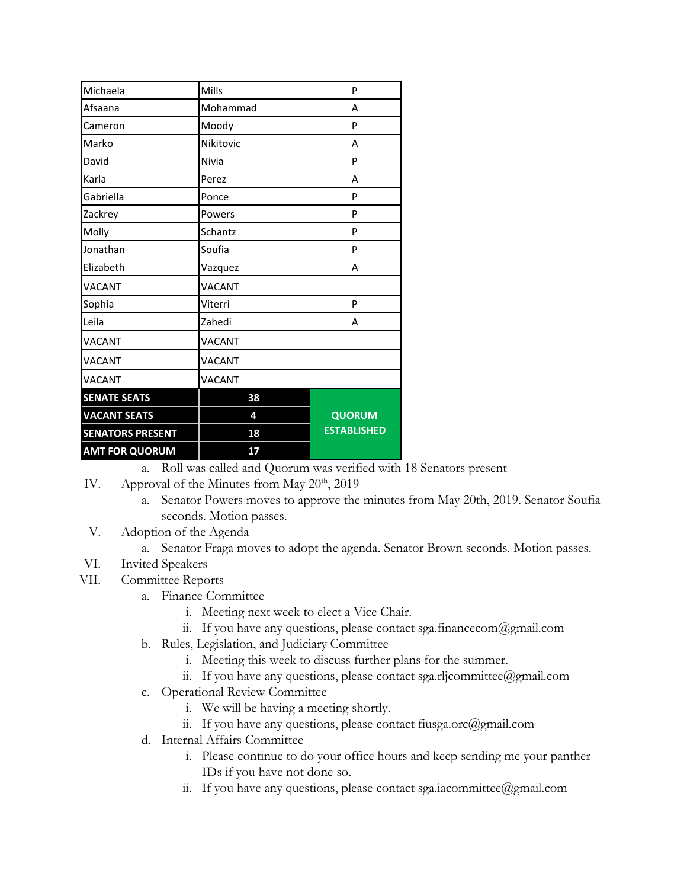| Michaela | Mills | P |
| --- | --- | --- |
| Afsaana | Mohammad | A |
| Cameron | Moody | P |
| Marko | Nikitovic | A |
| David | Nivia | P |
| Karla | Perez | A |
| Gabriella | Ponce | P |
| Zackrey | Powers | P |
| Molly | Schantz | P |
| Jonathan | Soufia | P |
| Elizabeth | Vazquez | A |
| VACANT | VACANT | |
| Sophia | Viterri | P |
| Leila | Zahedi | A |
| VACANT | VACANT | |
| VACANT | VACANT | |
| VACANT | VACANT | |
| **SENATE SEATS** | **38** | **QUORUM ESTABLISHED** |
| **VACANT SEATS** | **4** | |
| **SENATORS PRESENT** | **18** | |
| **AMT FOR QUORUM** | **17** | |

a. Roll was called and Quorum was verified with 18 Senators present

IV. Approval of the Minutes from May 20th, 2019

a. Senator Powers moves to approve the minutes from May 20th, 2019. Senator Soufia seconds. Motion passes.

V. Adoption of the Agenda

a. Senator Fraga moves to adopt the agenda. Senator Brown seconds. Motion passes.

VI. Invited Speakers

VII. Committee Reports

a. Finance Committee

i. Meeting next week to elect a Vice Chair.

ii. If you have any questions, please contact sga.financecom@gmail.com

b. Rules, Legislation, and Judiciary Committee

i. Meeting this week to discuss further plans for the summer.

ii. If you have any questions, please contact sga.rljcommittee@gmail.com

c. Operational Review Committee

i. We will be having a meeting shortly.

ii. If you have any questions, please contact fiusga.orc@gmail.com

d. Internal Affairs Committee

i. Please continue to do your office hours and keep sending me your panther IDs if you have not done so.

ii. If you have any questions, please contact sga.iacommittee@gmail.com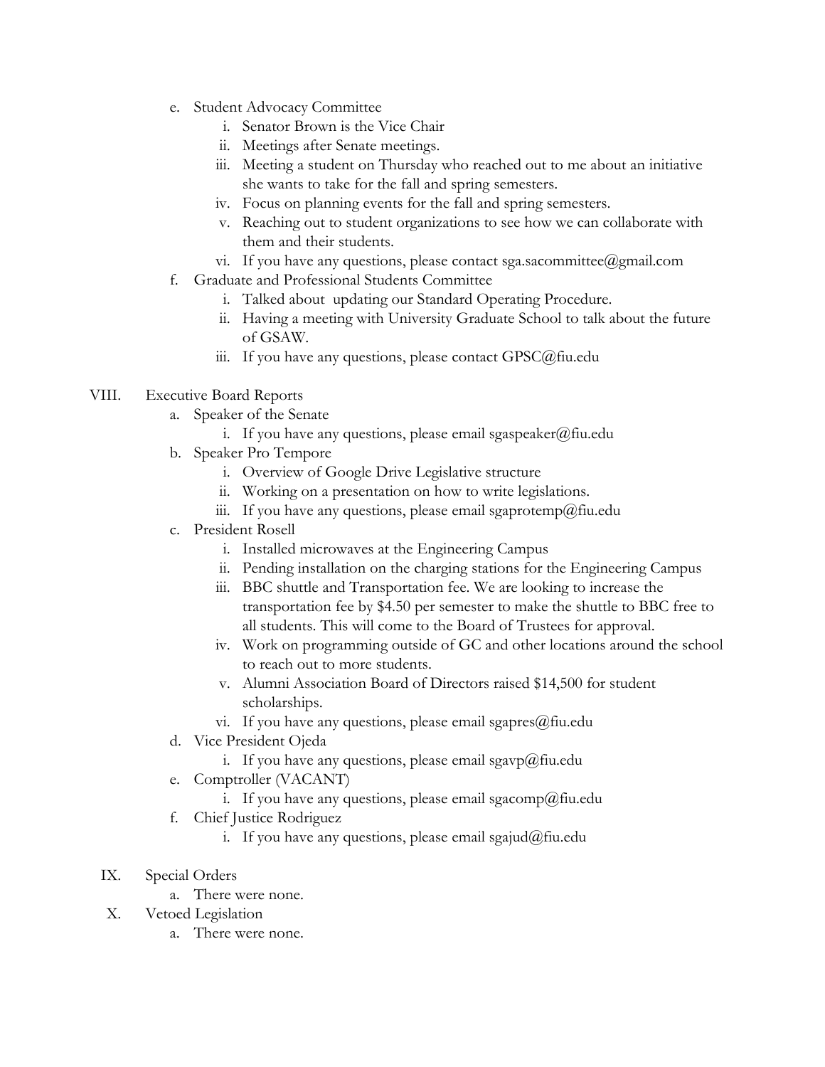e. Student Advocacy Committee
    i. Senator Brown is the Vice Chair
    ii. Meetings after Senate meetings.
    iii. Meeting a student on Thursday who reached out to me about an initiative she wants to take for the fall and spring semesters.
    iv. Focus on planning events for the fall and spring semesters.
    v. Reaching out to student organizations to see how we can collaborate with them and their students.
    vi. If you have any questions, please contact sga.sacommittee@gmail.com
f. Graduate and Professional Students Committee
    i. Talked about  updating our Standard Operating Procedure.
    ii. Having a meeting with University Graduate School to talk about the future of GSAW.
    iii. If you have any questions, please contact GPSC@fiu.edu

VIII. Executive Board Reports
    a. Speaker of the Senate
        i. If you have any questions, please email sgaspeaker@fiu.edu
    b. Speaker Pro Tempore
        i. Overview of Google Drive Legislative structure
        ii. Working on a presentation on how to write legislations.
        iii. If you have any questions, please email sgaprotemp@fiu.edu
    c. President Rosell
        i. Installed microwaves at the Engineering Campus
        ii. Pending installation on the charging stations for the Engineering Campus
        iii. BBC shuttle and Transportation fee. We are looking to increase the transportation fee by $4.50 per semester to make the shuttle to BBC free to all students. This will come to the Board of Trustees for approval.
        iv. Work on programming outside of GC and other locations around the school to reach out to more students.
        v. Alumni Association Board of Directors raised $14,500 for student scholarships.
        vi. If you have any questions, please email sgapres@fiu.edu
    d. Vice President Ojeda
        i. If you have any questions, please email sgavp@fiu.edu
    e. Comptroller (VACANT)
        i. If you have any questions, please email sgacomp@fiu.edu
    f. Chief Justice Rodriguez
        i. If you have any questions, please email sgajud@fiu.edu

IX. Special Orders
    a. There were none.

X. Vetoed Legislation
    a. There were none.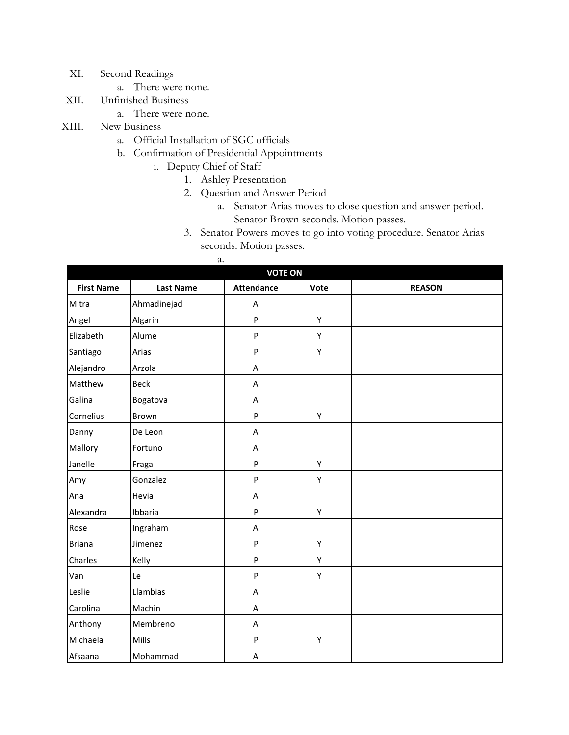XI. Second Readings
   a. There were none.

XII. Unfinished Business
   a. There were none.

XIII. New Business
   a. Official Installation of SGC officials
   b. Confirmation of Presidential Appointments
      i. Deputy Chief of Staff
         1. Ashley Presentation
         2. Question and Answer Period
            a. Senator Arias moves to close question and answer period. Senator Brown seconds. Motion passes.
         3. Senator Powers moves to go into voting procedure. Senator Arias seconds. Motion passes.
            a.

| VOTE ON | | | | |
|---|---|---|---|---|
| **First Name** | **Last Name** | **Attendance** | **Vote** | **REASON** |
| Mitra | Ahmadinejad | A | | |
| Angel | Algarin | P | Y | |
| Elizabeth | Alume | P | Y | |
| Santiago | Arias | P | Y | |
| Alejandro | Arzola | A | | |
| Matthew | Beck | A | | |
| Galina | Bogatova | A | | |
| Cornelius | Brown | P | Y | |
| Danny | De Leon | A | | |
| Mallory | Fortuno | A | | |
| Janelle | Fraga | P | Y | |
| Amy | Gonzalez | P | Y | |
| Ana | Hevia | A | | |
| Alexandra | Ibbaria | P | Y | |
| Rose | Ingraham | A | | |
| Briana | Jimenez | P | Y | |
| Charles | Kelly | P | Y | |
| Van | Le | P | Y | |
| Leslie | Llambias | A | | |
| Carolina | Machin | A | | |
| Anthony | Membreno | A | | |
| Michaela | Mills | P | Y | |
| Afsaana | Mohammad | A | | |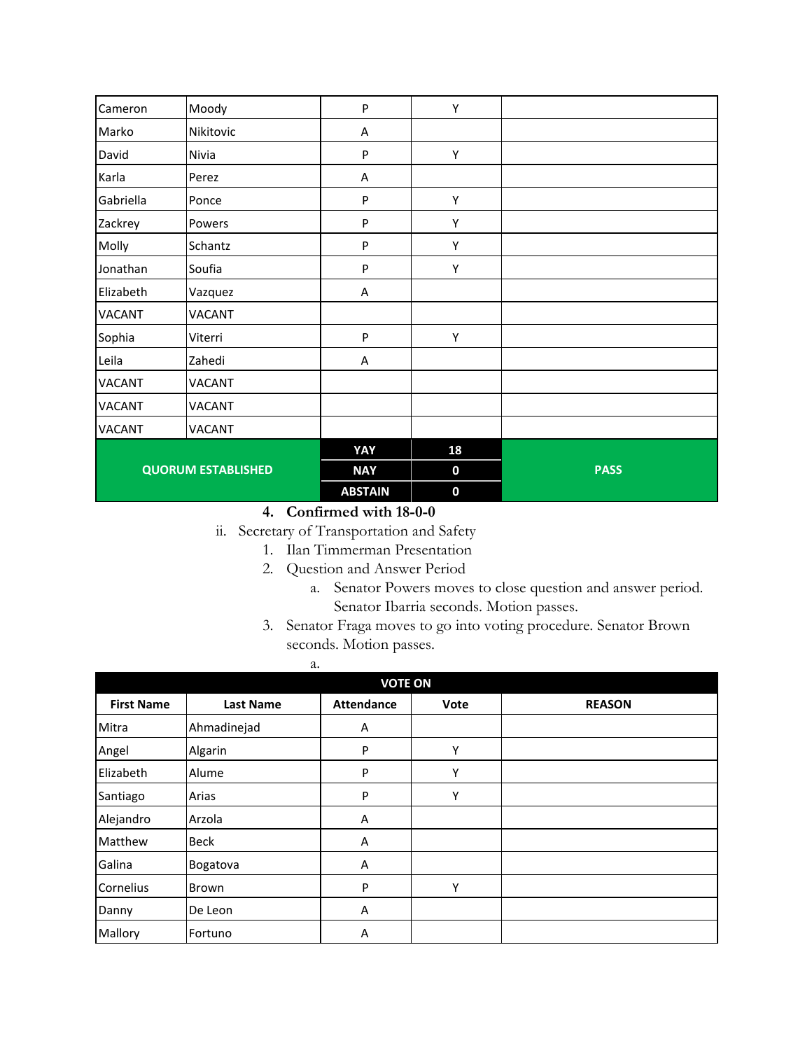| | | | | |
|---|---|---|---|---|
| Cameron | Moody | P | Y | |
| Marko | Nikitovic | A | | |
| David | Nivia | P | Y | |
| Karla | Perez | A | | |
| Gabriella | Ponce | P | Y | |
| Zackrey | Powers | P | Y | |
| Molly | Schantz | P | Y | |
| Jonathan | Soufia | P | Y | |
| Elizabeth | Vazquez | A | | |
| VACANT | VACANT | | | |
| Sophia | Viterri | P | Y | |
| Leila | Zahedi | A | | |
| VACANT | VACANT | | | |
| VACANT | VACANT | | | |
| VACANT | VACANT | | | |
| **QUORUM ESTABLISHED** | | **YAY** | **18** | **PASS** |
| | | **NAY** | **0** | |
| | | **ABSTAIN** | **0** | |

4. **Confirmed with 18-0-0**

ii. Secretary of Transportation and Safety
   1. Ilan Timmerman Presentation
   2. Question and Answer Period
      a. Senator Powers moves to close question and answer period. Senator Ibarria seconds. Motion passes.
   3. Senator Fraga moves to go into voting procedure. Senator Brown seconds. Motion passes.
      a.

| **VOTE ON** | | | | |
|---|---|---|---|---|
| **First Name** | **Last Name** | **Attendance** | **Vote** | **REASON** |
| Mitra | Ahmadinejad | A | | |
| Angel | Algarin | P | Y | |
| Elizabeth | Alume | P | Y | |
| Santiago | Arias | P | Y | |
| Alejandro | Arzola | A | | |
| Matthew | Beck | A | | |
| Galina | Bogatova | A | | |
| Cornelius | Brown | P | Y | |
| Danny | De Leon | A | | |
| Mallory | Fortuno | A | | |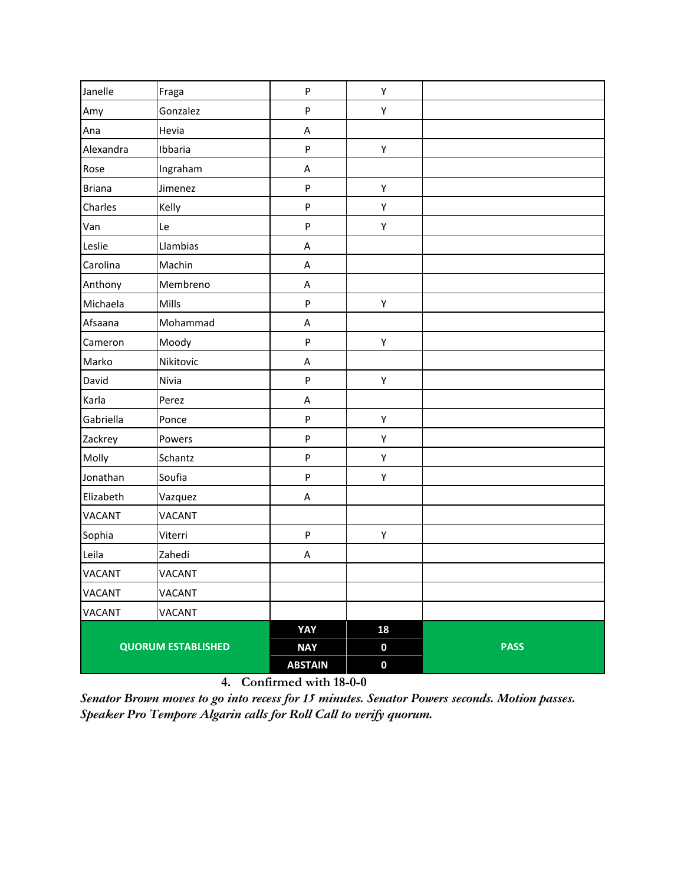| Janelle | Fraga | P | Y | |
|---|---|---|---|---|
| Amy | Gonzalez | P | Y | |
| Ana | Hevia | A | | |
| Alexandra | Ibbaria | P | Y | |
| Rose | Ingraham | A | | |
| Briana | Jimenez | P | Y | |
| Charles | Kelly | P | Y | |
| Van | Le | P | Y | |
| Leslie | Llambias | A | | |
| Carolina | Machin | A | | |
| Anthony | Membreno | A | | |
| Michaela | Mills | P | Y | |
| Afsaana | Mohammad | A | | |
| Cameron | Moody | P | Y | |
| Marko | Nikitovic | A | | |
| David | Nivia | P | Y | |
| Karla | Perez | A | | |
| Gabriella | Ponce | P | Y | |
| Zackrey | Powers | P | Y | |
| Molly | Schantz | P | Y | |
| Jonathan | Soufia | P | Y | |
| Elizabeth | Vazquez | A | | |
| VACANT | VACANT | | | |
| Sophia | Viterri | P | Y | |
| Leila | Zahedi | A | | |
| VACANT | VACANT | | | |
| VACANT | VACANT | | | |
| VACANT | VACANT | | | |
| **QUORUM ESTABLISHED** | | **YAY** | **18** | **PASS** |
| | | **NAY** | **0** | |
| | | **ABSTAIN** | **0** | |

4. Confirmed with 18-0-0

*Senator Brown moves to go into recess for 15 minutes. Senator Powers seconds. Motion passes. Speaker Pro Tempore Algarin calls for Roll Call to verify quorum.*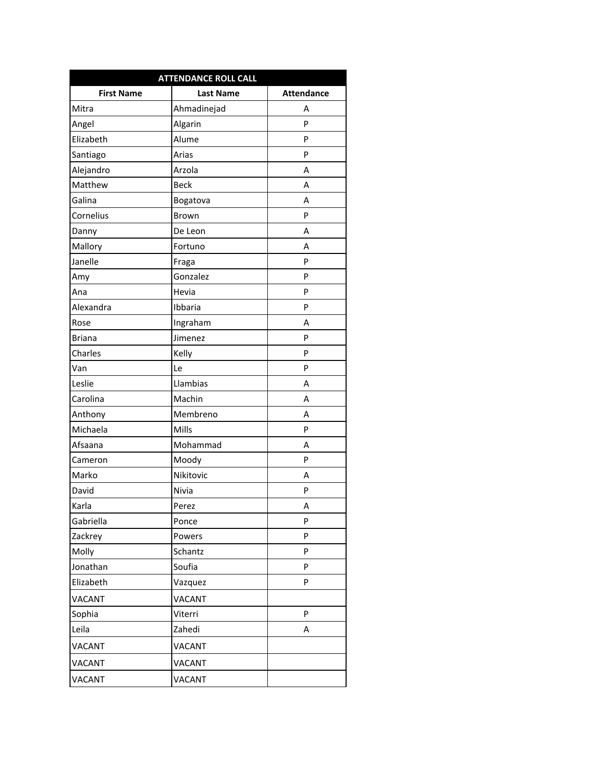| ATTENDANCE ROLL CALL | | |
|---|---|---|
| **First Name** | **Last Name** | **Attendance** |
| Mitra | Ahmadinejad | A |
| Angel | Algarin | P |
| Elizabeth | Alume | P |
| Santiago | Arias | P |
| Alejandro | Arzola | A |
| Matthew | Beck | A |
| Galina | Bogatova | A |
| Cornelius | Brown | P |
| Danny | De Leon | A |
| Mallory | Fortuno | A |
| Janelle | Fraga | P |
| Amy | Gonzalez | P |
| Ana | Hevia | P |
| Alexandra | Ibbaria | P |
| Rose | Ingraham | A |
| Briana | Jimenez | P |
| Charles | Kelly | P |
| Van | Le | P |
| Leslie | Llambias | A |
| Carolina | Machin | A |
| Anthony | Membreno | A |
| Michaela | Mills | P |
| Afsaana | Mohammad | A |
| Cameron | Moody | P |
| Marko | Nikitovic | A |
| David | Nivia | P |
| Karla | Perez | A |
| Gabriella | Ponce | P |
| Zackrey | Powers | P |
| Molly | Schantz | P |
| Jonathan | Soufia | P |
| Elizabeth | Vazquez | P |
| VACANT | VACANT | |
| Sophia | Viterri | P |
| Leila | Zahedi | A |
| VACANT | VACANT | |
| VACANT | VACANT | |
| VACANT | VACANT | |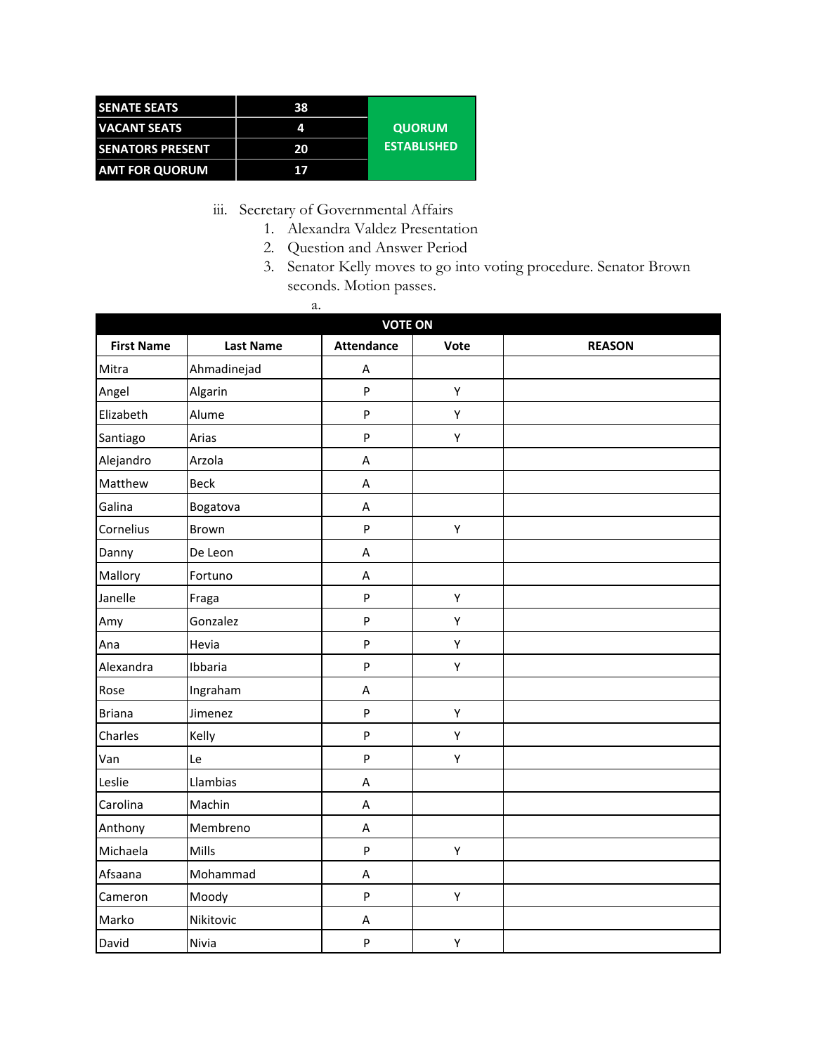| SENATE SEATS | 38 | QUORUM ESTABLISHED |
|---|---|---|
| VACANT SEATS | 4 | |
| SENATORS PRESENT | 20 | |
| AMT FOR QUORUM | 17 | |

iii. Secretary of Governmental Affairs
   1. Alexandra Valdez Presentation
   2. Question and Answer Period
   3. Senator Kelly moves to go into voting procedure. Senator Brown seconds. Motion passes.
      a.

| VOTE ON | | | | |
|---|---|---|---|---|
| **First Name** | **Last Name** | **Attendance** | **Vote** | **REASON** |
| Mitra | Ahmadinejad | A | | |
| Angel | Algarin | P | Y | |
| Elizabeth | Alume | P | Y | |
| Santiago | Arias | P | Y | |
| Alejandro | Arzola | A | | |
| Matthew | Beck | A | | |
| Galina | Bogatova | A | | |
| Cornelius | Brown | P | Y | |
| Danny | De Leon | A | | |
| Mallory | Fortuno | A | | |
| Janelle | Fraga | P | Y | |
| Amy | Gonzalez | P | Y | |
| Ana | Hevia | P | Y | |
| Alexandra | Ibbaria | P | Y | |
| Rose | Ingraham | A | | |
| Briana | Jimenez | P | Y | |
| Charles | Kelly | P | Y | |
| Van | Le | P | Y | |
| Leslie | Llambias | A | | |
| Carolina | Machin | A | | |
| Anthony | Membreno | A | | |
| Michaela | Mills | P | Y | |
| Afsaana | Mohammad | A | | |
| Cameron | Moody | P | Y | |
| Marko | Nikitovic | A | | |
| David | Nivia | P | Y | |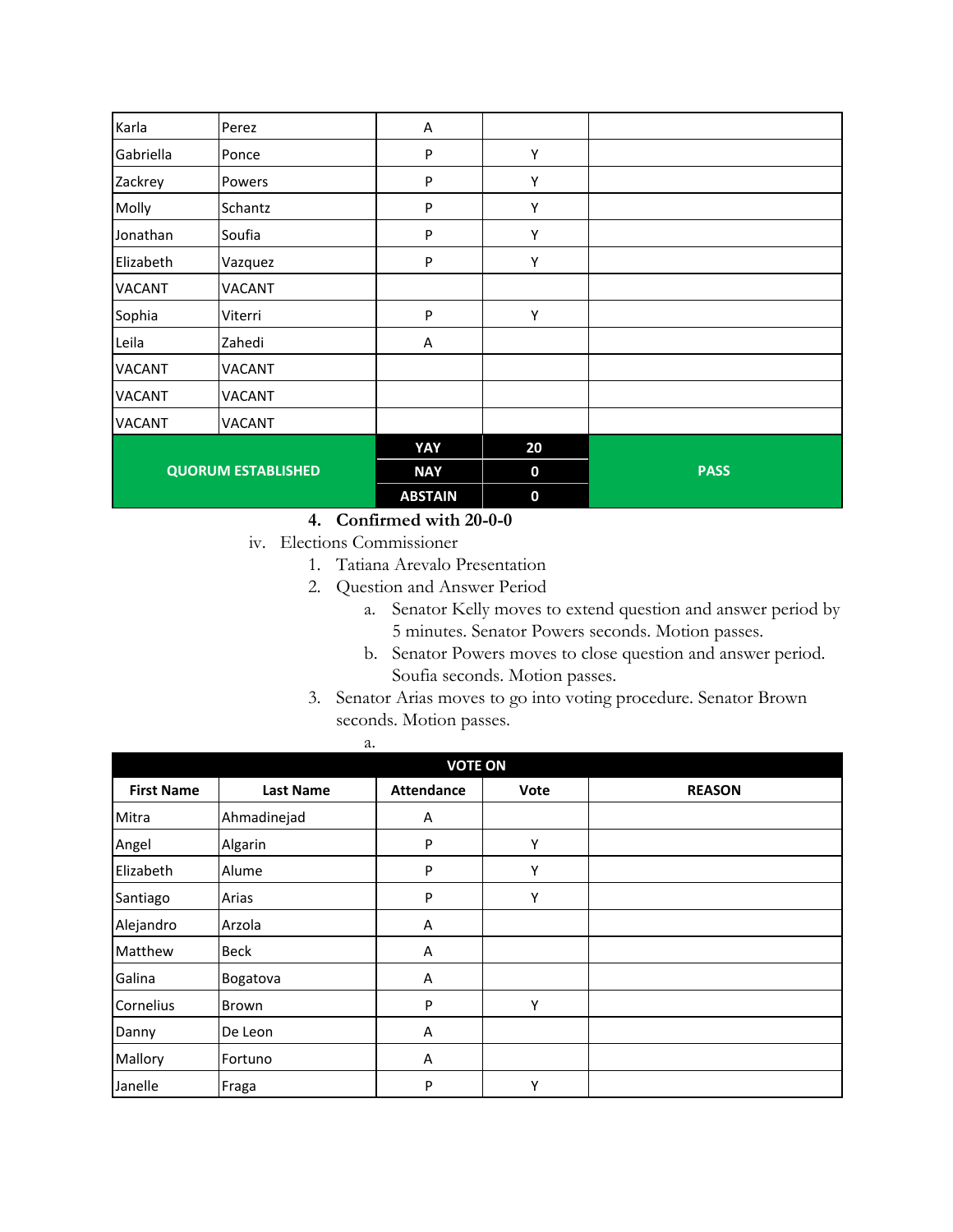| | | | | |
|---|---|---|---|---|
| Karla | Perez | A | | |
| Gabriella | Ponce | P | Y | |
| Zackrey | Powers | P | Y | |
| Molly | Schantz | P | Y | |
| Jonathan | Soufia | P | Y | |
| Elizabeth | Vazquez | P | Y | |
| VACANT | VACANT | | | |
| Sophia | Viterri | P | Y | |
| Leila | Zahedi | A | | |
| VACANT | VACANT | | | |
| VACANT | VACANT | | | |
| VACANT | VACANT | | | |
| **QUORUM ESTABLISHED** | | **YAY** | **20** | **PASS** |
| | | **NAY** | **0** | |
| | | **ABSTAIN** | **0** | |

4. **Confirmed with 20-0-0**

iv. Elections Commissioner
1. Tatiana Arevalo Presentation
2. Question and Answer Period
    a. Senator Kelly moves to extend question and answer period by 5 minutes. Senator Powers seconds. Motion passes.
    b. Senator Powers moves to close question and answer period. Soufia seconds. Motion passes.
3. Senator Arias moves to go into voting procedure. Senator Brown seconds. Motion passes.
    a.

| **VOTE ON** | | | | |
|---|---|---|---|---|
| **First Name** | **Last Name** | **Attendance** | **Vote** | **REASON** |
| Mitra | Ahmadinejad | A | | |
| Angel | Algarin | P | Y | |
| Elizabeth | Alume | P | Y | |
| Santiago | Arias | P | Y | |
| Alejandro | Arzola | A | | |
| Matthew | Beck | A | | |
| Galina | Bogatova | A | | |
| Cornelius | Brown | P | Y | |
| Danny | De Leon | A | | |
| Mallory | Fortuno | A | | |
| Janelle | Fraga | P | Y | |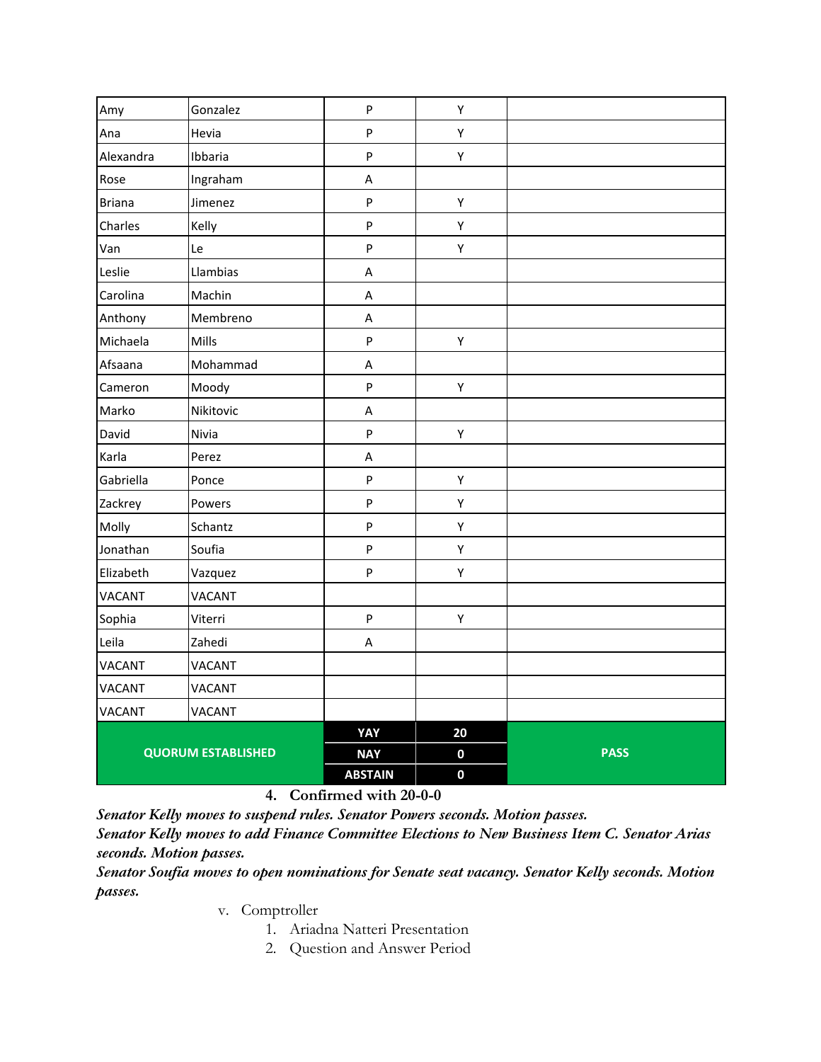| Amy | Gonzalez | P | Y | |
|---|---|---|---|---|
| Ana | Hevia | P | Y | |
| Alexandra | Ibbaria | P | Y | |
| Rose | Ingraham | A | | |
| Briana | Jimenez | P | Y | |
| Charles | Kelly | P | Y | |
| Van | Le | P | Y | |
| Leslie | Llambias | A | | |
| Carolina | Machin | A | | |
| Anthony | Membreno | A | | |
| Michaela | Mills | P | Y | |
| Afsaana | Mohammad | A | | |
| Cameron | Moody | P | Y | |
| Marko | Nikitovic | A | | |
| David | Nivia | P | Y | |
| Karla | Perez | A | | |
| Gabriella | Ponce | P | Y | |
| Zackrey | Powers | P | Y | |
| Molly | Schantz | P | Y | |
| Jonathan | Soufia | P | Y | |
| Elizabeth | Vazquez | P | Y | |
| VACANT | VACANT | | | |
| Sophia | Viterri | P | Y | |
| Leila | Zahedi | A | | |
| VACANT | VACANT | | | |
| VACANT | VACANT | | | |
| VACANT | VACANT | | | |
| QUORUM ESTABLISHED | | YAY | 20 | PASS |
| | | NAY | 0 | |
| | | ABSTAIN | 0 | |

4. **Confirmed with 20-0-0**

***Senator Kelly moves to suspend rules. Senator Powers seconds. Motion passes.***

***Senator Kelly moves to add Finance Committee Elections to New Business Item C. Senator Arias seconds. Motion passes.***

***Senator Soufia moves to open nominations for Senate seat vacancy. Senator Kelly seconds. Motion passes.***

v. Comptroller
   1. Ariadna Natteri Presentation
   2. Question and Answer Period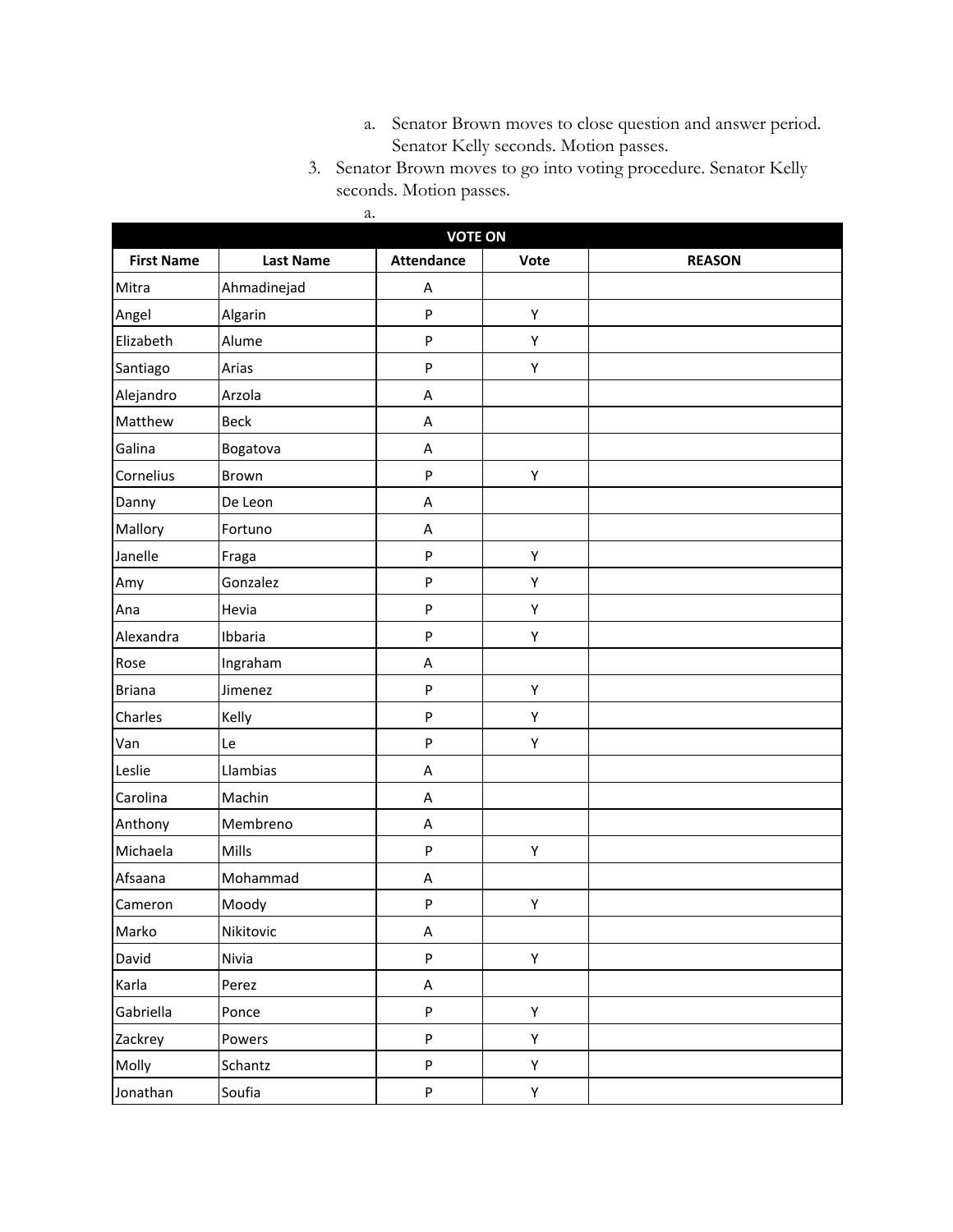a. Senator Brown moves to close question and answer period. Senator Kelly seconds. Motion passes.

3. Senator Brown moves to go into voting procedure. Senator Kelly seconds. Motion passes.

   a.

| VOTE ON | | | | |
|---|---|---|---|---|
| **First Name** | **Last Name** | **Attendance** | **Vote** | **REASON** |
| Mitra | Ahmadinejad | A | | |
| Angel | Algarin | P | Y | |
| Elizabeth | Alume | P | Y | |
| Santiago | Arias | P | Y | |
| Alejandro | Arzola | A | | |
| Matthew | Beck | A | | |
| Galina | Bogatova | A | | |
| Cornelius | Brown | P | Y | |
| Danny | De Leon | A | | |
| Mallory | Fortuno | A | | |
| Janelle | Fraga | P | Y | |
| Amy | Gonzalez | P | Y | |
| Ana | Hevia | P | Y | |
| Alexandra | Ibbaria | P | Y | |
| Rose | Ingraham | A | | |
| Briana | Jimenez | P | Y | |
| Charles | Kelly | P | Y | |
| Van | Le | P | Y | |
| Leslie | Llambias | A | | |
| Carolina | Machin | A | | |
| Anthony | Membreno | A | | |
| Michaela | Mills | P | Y | |
| Afsaana | Mohammad | A | | |
| Cameron | Moody | P | Y | |
| Marko | Nikitovic | A | | |
| David | Nivia | P | Y | |
| Karla | Perez | A | | |
| Gabriella | Ponce | P | Y | |
| Zackrey | Powers | P | Y | |
| Molly | Schantz | P | Y | |
| Jonathan | Soufia | P | Y | |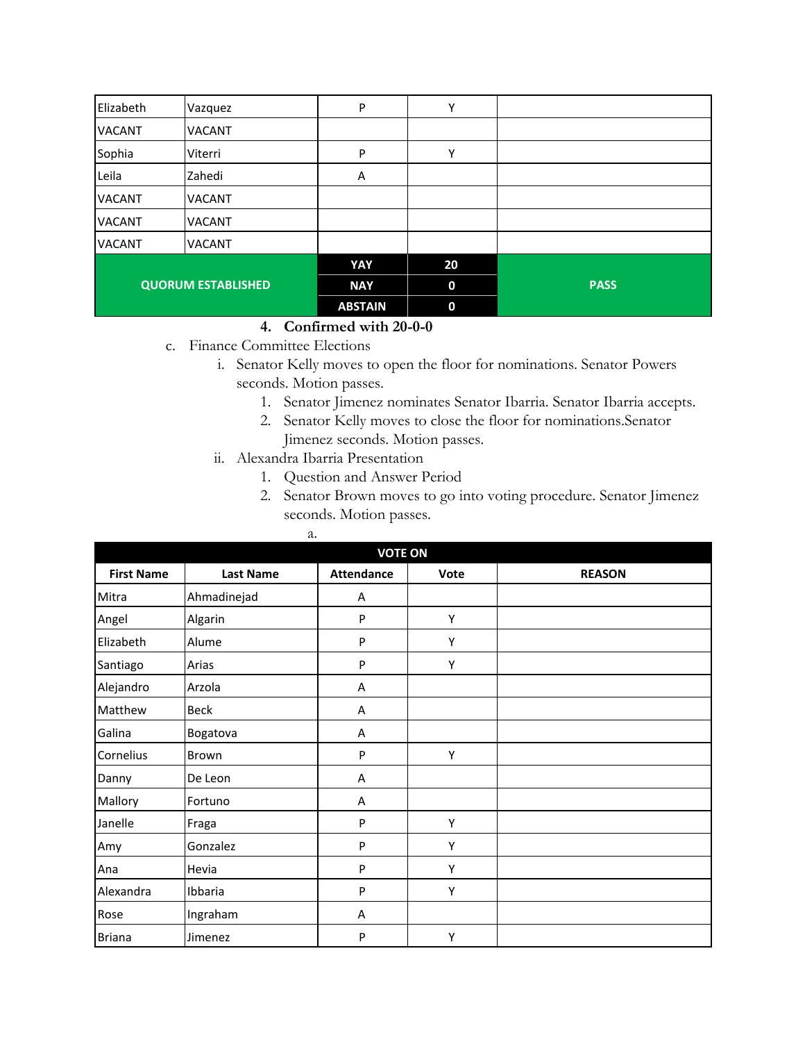| | | | | |
|---|---|---|---|---|
| Elizabeth | Vazquez | P | Y | |
| VACANT | VACANT | | | |
| Sophia | Viterri | P | Y | |
| Leila | Zahedi | A | | |
| VACANT | VACANT | | | |
| VACANT | VACANT | | | |
| VACANT | VACANT | | | |
| QUORUM ESTABLISHED | | YAY | 20 | PASS |
| | | NAY | 0 | |
| | | ABSTAIN | 0 | |

4. **Confirmed with 20-0-0**

c. Finance Committee Elections
   i. Senator Kelly moves to open the floor for nominations. Senator Powers seconds. Motion passes.
      1. Senator Jimenez nominates Senator Ibarria. Senator Ibarria accepts.
      2. Senator Kelly moves to close the floor for nominations.Senator Jimenez seconds. Motion passes.
   ii. Alexandra Ibarria Presentation
      1. Question and Answer Period
      2. Senator Brown moves to go into voting procedure. Senator Jimenez seconds. Motion passes.
         a.

| VOTE ON | | | | |
|---|---|---|---|---|
| **First Name** | **Last Name** | **Attendance** | **Vote** | **REASON** |
| Mitra | Ahmadinejad | A | | |
| Angel | Algarin | P | Y | |
| Elizabeth | Alume | P | Y | |
| Santiago | Arias | P | Y | |
| Alejandro | Arzola | A | | |
| Matthew | Beck | A | | |
| Galina | Bogatova | A | | |
| Cornelius | Brown | P | Y | |
| Danny | De Leon | A | | |
| Mallory | Fortuno | A | | |
| Janelle | Fraga | P | Y | |
| Amy | Gonzalez | P | Y | |
| Ana | Hevia | P | Y | |
| Alexandra | Ibbaria | P | Y | |
| Rose | Ingraham | A | | |
| Briana | Jimenez | P | Y | |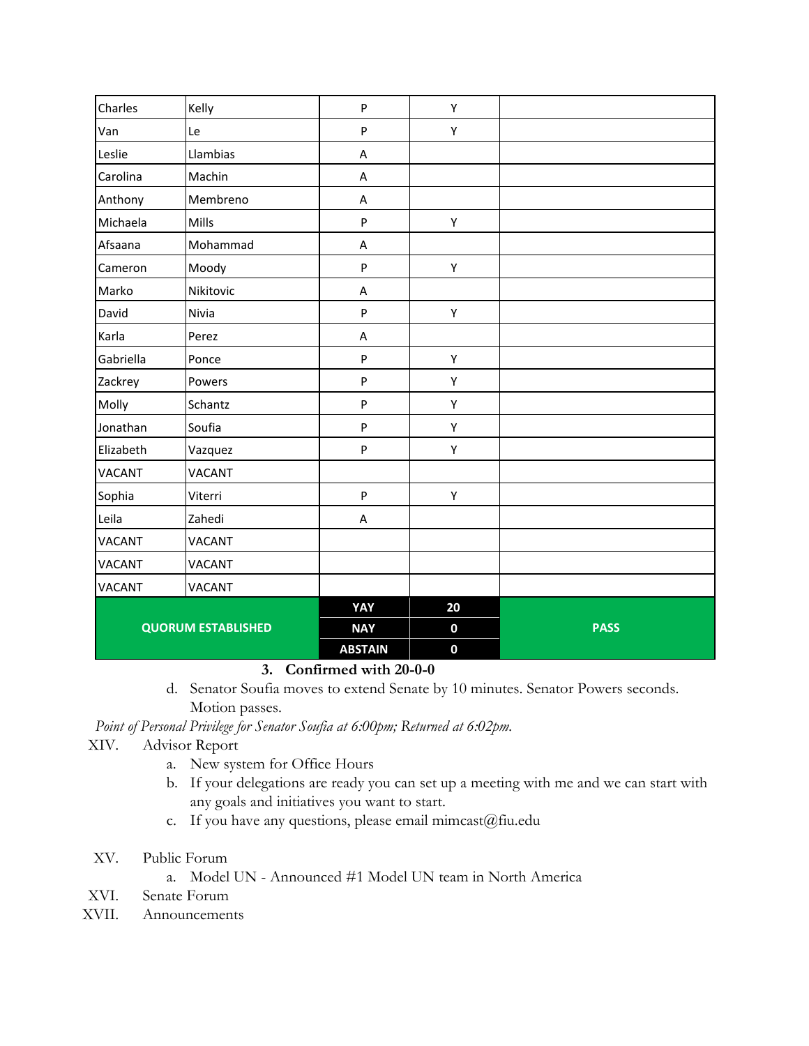| | | | | |
|---|---|---|---|---|
| Charles | Kelly | P | Y | |
| Van | Le | P | Y | |
| Leslie | Llambias | A | | |
| Carolina | Machin | A | | |
| Anthony | Membreno | A | | |
| Michaela | Mills | P | Y | |
| Afsaana | Mohammad | A | | |
| Cameron | Moody | P | Y | |
| Marko | Nikitovic | A | | |
| David | Nivia | P | Y | |
| Karla | Perez | A | | |
| Gabriella | Ponce | P | Y | |
| Zackrey | Powers | P | Y | |
| Molly | Schantz | P | Y | |
| Jonathan | Soufia | P | Y | |
| Elizabeth | Vazquez | P | Y | |
| VACANT | VACANT | | | |
| Sophia | Viterri | P | Y | |
| Leila | Zahedi | A | | |
| VACANT | VACANT | | | |
| VACANT | VACANT | | | |
| VACANT | VACANT | | | |
| **QUORUM ESTABLISHED** | | **YAY** | **20** | **PASS** |
| | | **NAY** | **0** | |
| | | **ABSTAIN** | **0** | |

3. **Confirmed with 20-0-0**

   d. Senator Soufia moves to extend Senate by 10 minutes. Senator Powers seconds. Motion passes.

*Point of Personal Privilege for Senator Soufia at 6:00pm; Returned at 6:02pm.*

XIV. Advisor Report
   a. New system for Office Hours
   b. If your delegations are ready you can set up a meeting with me and we can start with any goals and initiatives you want to start.
   c. If you have any questions, please email mimcast@fiu.edu

XV. Public Forum
   a. Model UN - Announced #1 Model UN team in North America

XVI. Senate Forum

XVII. Announcements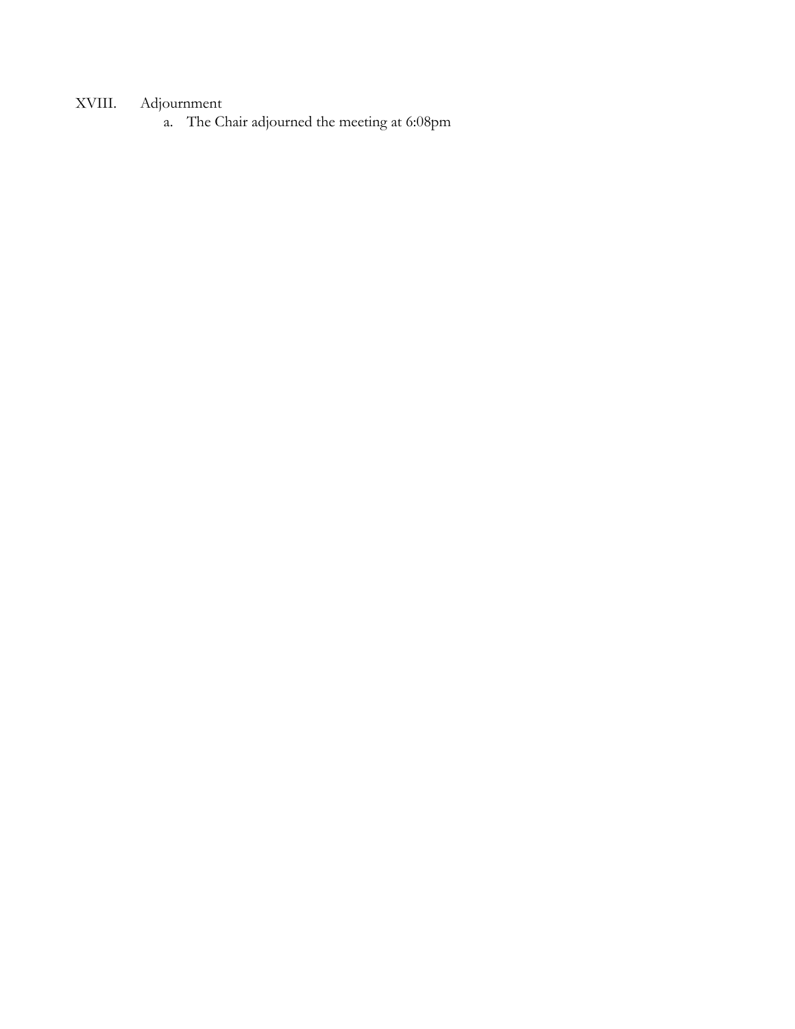XVIII. Adjournment

a. The Chair adjourned the meeting at 6:08pm